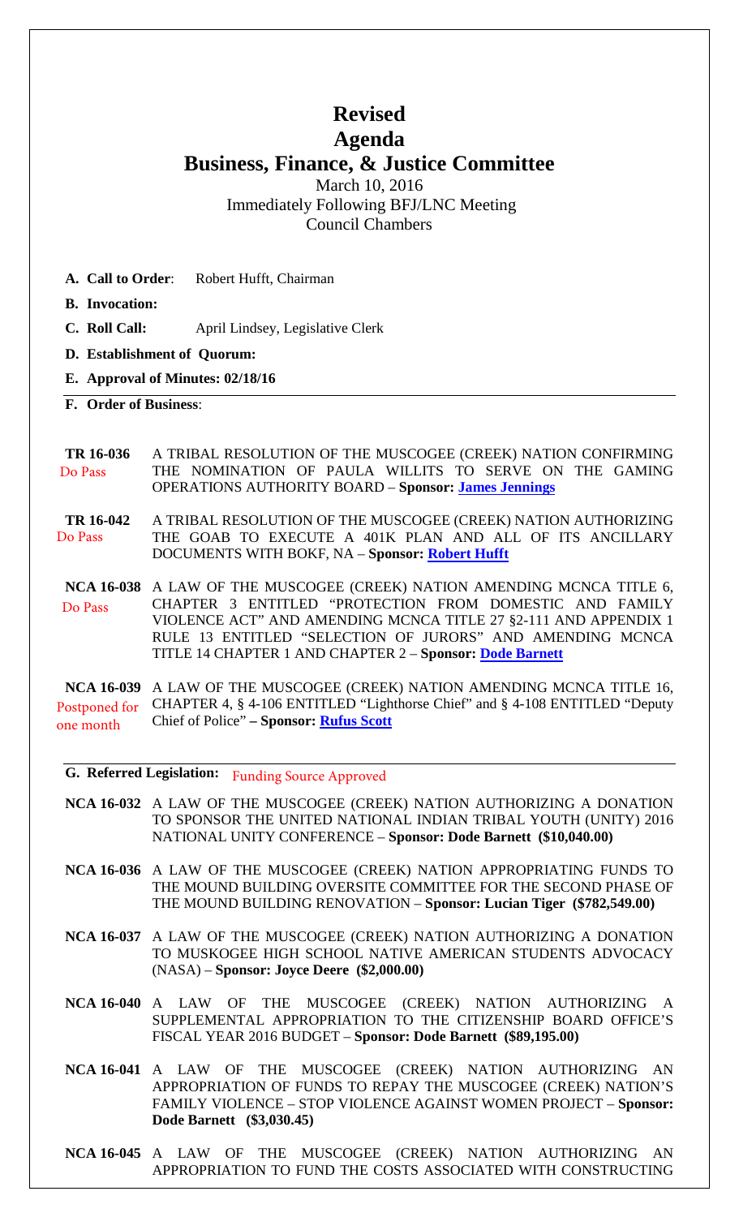# Revised

# Agenda

# Business, Finance, & Justice Committee

March 10, 2016
Immediately Following BFJ/LNC Meeting
Council Chambers

**A. Call to Order**: Robert Hufft, Chairman

**B. Invocation:**

**C. Roll Call:** April Lindsey, Legislative Clerk

**D. Establishment of Quorum:**

**E. Approval of Minutes: 02/18/16**

**F. Order of Business**:

**TR 16-036** A TRIBAL RESOLUTION OF THE MUSCOGEE (CREEK) NATION CONFIRMING THE NOMINATION OF PAULA WILLITS TO SERVE ON THE GAMING OPERATIONS AUTHORITY BOARD – **Sponsor: James Jennings**
Do Pass

**TR 16-042** A TRIBAL RESOLUTION OF THE MUSCOGEE (CREEK) NATION AUTHORIZING THE GOAB TO EXECUTE A 401K PLAN AND ALL OF ITS ANCILLARY DOCUMENTS WITH BOKF, NA – **Sponsor: Robert Hufft**
Do Pass

**NCA 16-038** A LAW OF THE MUSCOGEE (CREEK) NATION AMENDING MCNCA TITLE 6, CHAPTER 3 ENTITLED "PROTECTION FROM DOMESTIC AND FAMILY VIOLENCE ACT" AND AMENDING MCNCA TITLE 27 §2-111 AND APPENDIX 1 RULE 13 ENTITLED "SELECTION OF JURORS" AND AMENDING MCNCA TITLE 14 CHAPTER 1 AND CHAPTER 2 – **Sponsor: Dode Barnett**
Do Pass

**NCA 16-039** A LAW OF THE MUSCOGEE (CREEK) NATION AMENDING MCNCA TITLE 16, CHAPTER 4, § 4-106 ENTITLED "Lighthorse Chief" and § 4-108 ENTITLED "Deputy Chief of Police" **– Sponsor: Rufus Scott**
Postponed for one month

**G. Referred Legislation:** Funding Source Approved

**NCA 16-032** A LAW OF THE MUSCOGEE (CREEK) NATION AUTHORIZING A DONATION TO SPONSOR THE UNITED NATIONAL INDIAN TRIBAL YOUTH (UNITY) 2016 NATIONAL UNITY CONFERENCE – **Sponsor: Dode Barnett ($10,040.00)**

**NCA 16-036** A LAW OF THE MUSCOGEE (CREEK) NATION APPROPRIATING FUNDS TO THE MOUND BUILDING OVERSITE COMMITTEE FOR THE SECOND PHASE OF THE MOUND BUILDING RENOVATION – **Sponsor: Lucian Tiger ($782,549.00)**

**NCA 16-037** A LAW OF THE MUSCOGEE (CREEK) NATION AUTHORIZING A DONATION TO MUSKOGEE HIGH SCHOOL NATIVE AMERICAN STUDENTS ADVOCACY (NASA) – **Sponsor: Joyce Deere ($2,000.00)**

**NCA 16-040** A LAW OF THE MUSCOGEE (CREEK) NATION AUTHORIZING A SUPPLEMENTAL APPROPRIATION TO THE CITIZENSHIP BOARD OFFICE'S FISCAL YEAR 2016 BUDGET – **Sponsor: Dode Barnett ($89,195.00)**

**NCA 16-041** A LAW OF THE MUSCOGEE (CREEK) NATION AUTHORIZING AN APPROPRIATION OF FUNDS TO REPAY THE MUSCOGEE (CREEK) NATION'S FAMILY VIOLENCE – STOP VIOLENCE AGAINST WOMEN PROJECT – **Sponsor: Dode Barnett ($3,030.45)**

**NCA 16-045** A LAW OF THE MUSCOGEE (CREEK) NATION AUTHORIZING AN APPROPRIATION TO FUND THE COSTS ASSOCIATED WITH CONSTRUCTING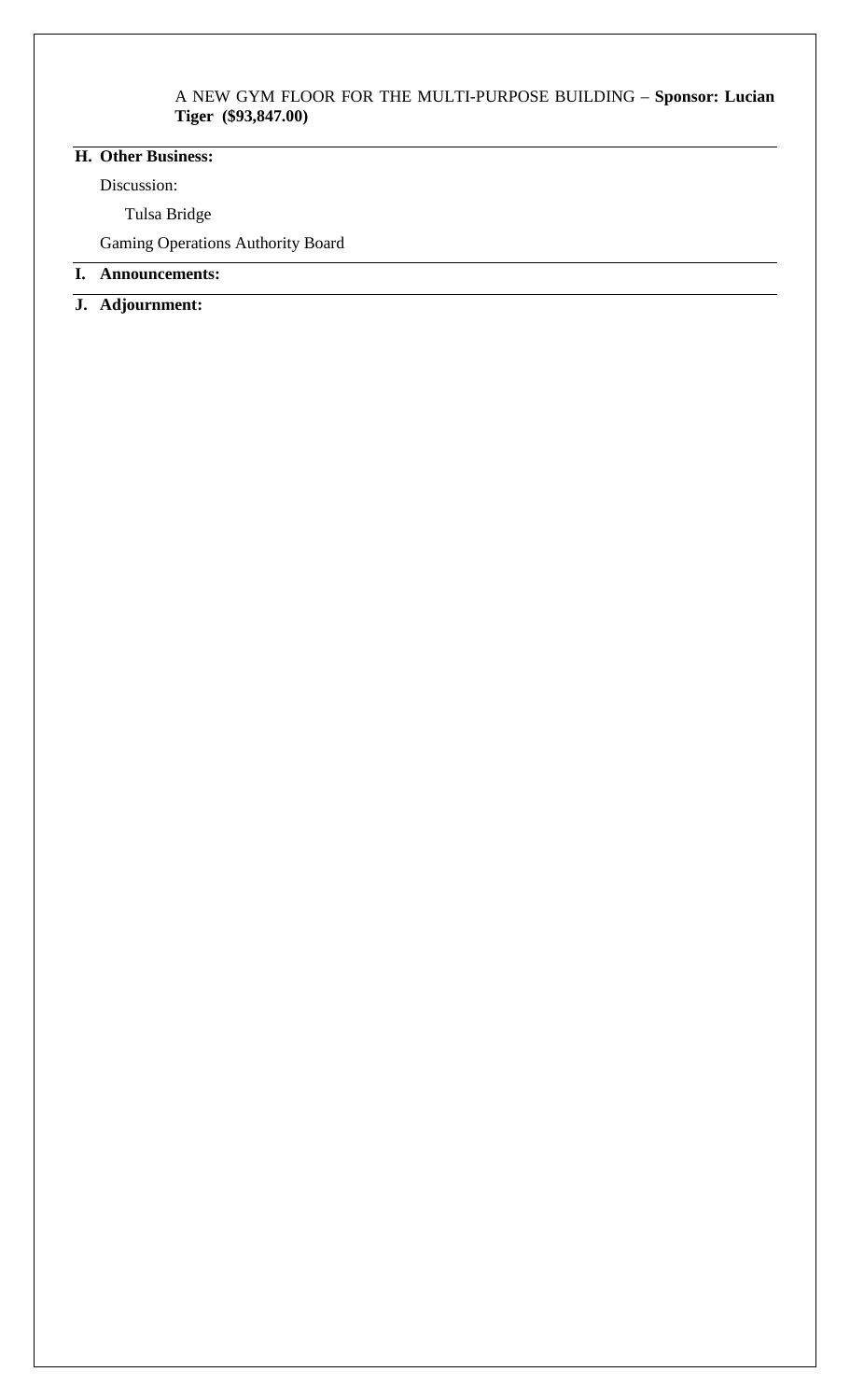A NEW GYM FLOOR FOR THE MULTI-PURPOSE BUILDING – **Sponsor: Lucian Tiger (\$93,847.00)**

**H. Other Business:**

Discussion:

Tulsa Bridge

Gaming Operations Authority Board

**I. Announcements:**

**J. Adjournment:**